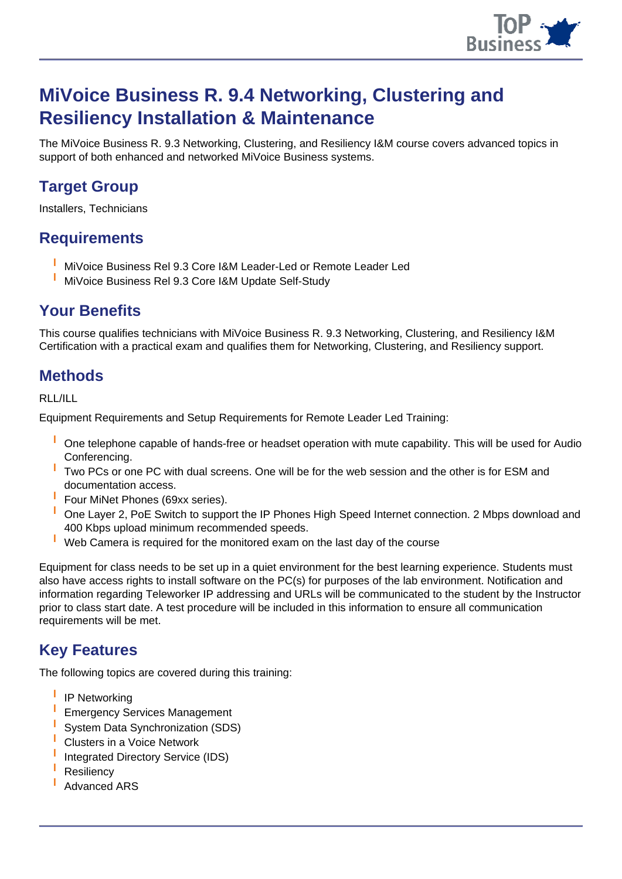# MiVoice Business R. 9.4 Networking, Clustering and Resiliency Installation & Maintenance

The MiVoice Business R. 9.3 Networking, Clustering, and Resiliency I&M course covers advanced topics in support of both enhanced and networked MiVoice Business systems.

## Target Group

Installers, Technicians

## Requirements

- MiVoice Business Rel 9.3 Core I&M Leader-Led or Remote Leader Led
- MiVoice Business Rel 9.3 Core I&M Update Self-Study

## Your Benefits

This course qualifies technicians with MiVoice Business R. 9.3 Networking, Clustering, and Resiliency I&M Certification with a practical exam and qualifies them for Networking, Clustering, and Resiliency support.

## Methods

RLL/ILL

Equipment Requirements and Setup Requirements for Remote Leader Led Training:

- One telephone capable of hands-free or headset operation with mute capability. This will be used for Audio Conferencing.
- Two PCs or one PC with dual screens. One will be for the web session and the other is for ESM and documentation access.
- Four MiNet Phones (69xx series).
- One Layer 2, PoE Switch to support the IP Phones High Speed Internet connection. 2 Mbps download and 400 Kbps upload minimum recommended speeds.
- Web Camera is required for the monitored exam on the last day of the course

Equipment for class needs to be set up in a quiet environment for the best learning experience. Students must also have access rights to install software on the PC(s) for purposes of the lab environment. Notification and information regarding Teleworker IP addressing and URLs will be communicated to the student by the Instructor prior to class start date. A test procedure will be included in this information to ensure all communication requirements will be met.

## Key Features

The following topics are covered during this training:

- IP Networking
- Emergency Services Management
- System Data Synchronization (SDS)
- Clusters in a Voice Network
- Integrated Directory Service (IDS)
- Resiliency
- Advanced ARS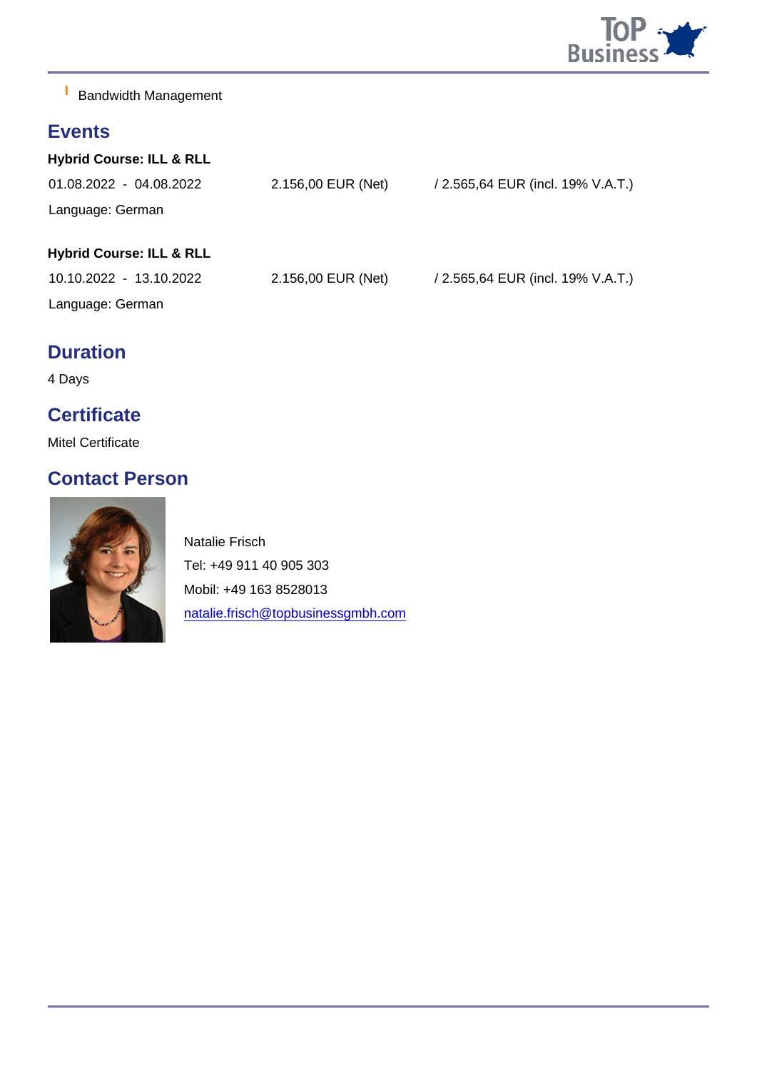- Bandwidth Management

## Events

**Hybrid Course: ILL & RLL**

01.08.2022 - 04.08.2022 2.156,00 EUR (Net) / 2.565,64 EUR (incl. 19% V.A.T.)

Language: German

**Hybrid Course: ILL & RLL**

10.10.2022 - 13.10.2022 2.156,00 EUR (Net) / 2.565,64 EUR (incl. 19% V.A.T.)

Language: German

## Duration

4 Days

## Certificate

Mitel Certificate

## Contact Person

Natalie Frisch

Tel: +49 911 40 905 303

Mobil: +49 163 8528013

natalie.frisch@topbusinessgmbh.com